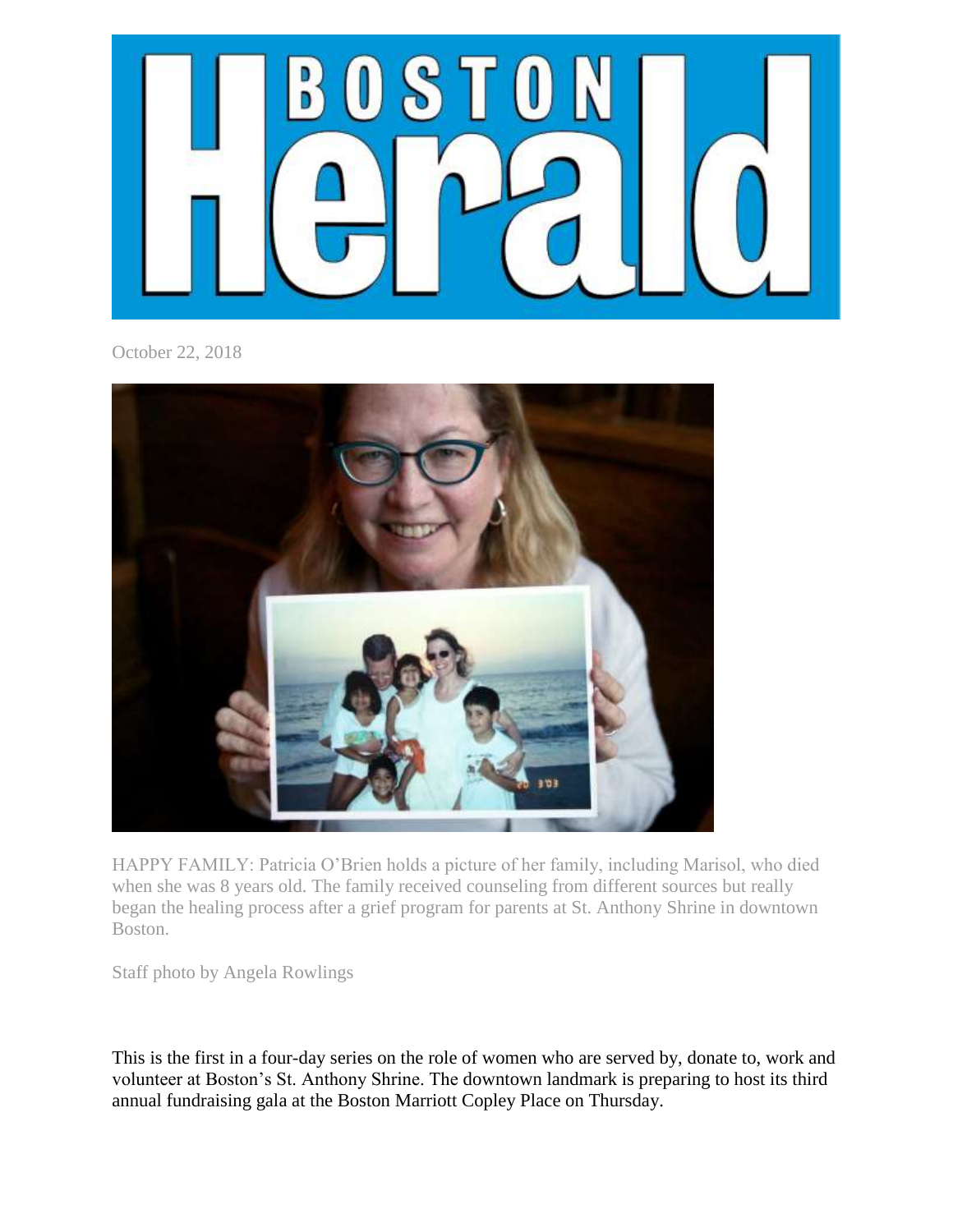# Boston Herald

October 22, 2018

HAPPY FAMILY: Patricia O'Brien holds a picture of her family, including Marisol, who died when she was 8 years old. The family received counseling from different sources but really began the healing process after a grief program for parents at St. Anthony Shrine in downtown Boston.

Staff photo by Angela Rowlings

This is the first in a four-day series on the role of women who are served by, donate to, work and volunteer at Boston's St. Anthony Shrine. The downtown landmark is preparing to host its third annual fundraising gala at the Boston Marriott Copley Place on Thursday.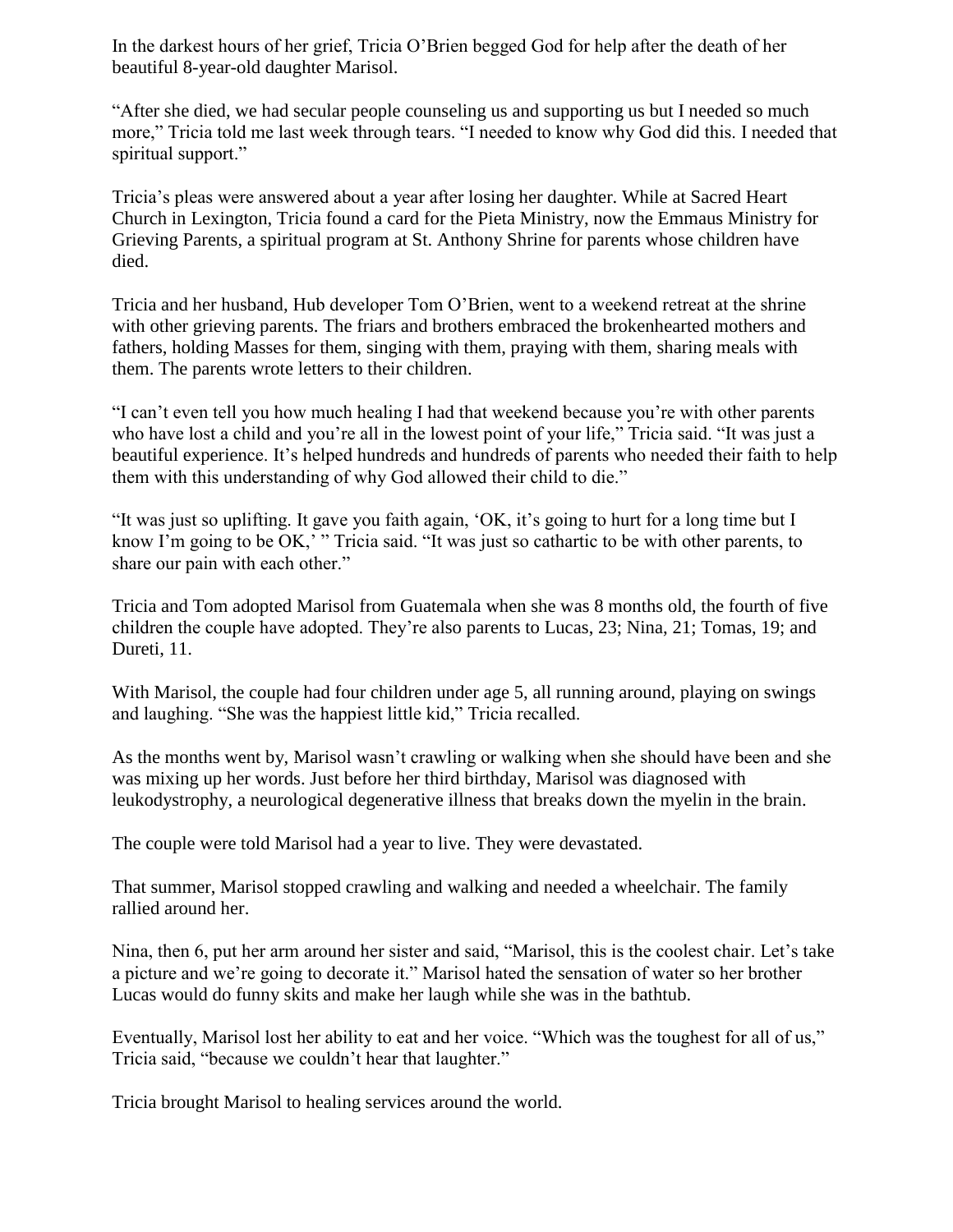In the darkest hours of her grief, Tricia O'Brien begged God for help after the death of her beautiful 8-year-old daughter Marisol.

"After she died, we had secular people counseling us and supporting us but I needed so much more," Tricia told me last week through tears. "I needed to know why God did this. I needed that spiritual support."

Tricia's pleas were answered about a year after losing her daughter. While at Sacred Heart Church in Lexington, Tricia found a card for the Pieta Ministry, now the Emmaus Ministry for Grieving Parents, a spiritual program at St. Anthony Shrine for parents whose children have died.

Tricia and her husband, Hub developer Tom O'Brien, went to a weekend retreat at the shrine with other grieving parents. The friars and brothers embraced the brokenhearted mothers and fathers, holding Masses for them, singing with them, praying with them, sharing meals with them. The parents wrote letters to their children.

"I can't even tell you how much healing I had that weekend because you're with other parents who have lost a child and you're all in the lowest point of your life," Tricia said. "It was just a beautiful experience. It's helped hundreds and hundreds of parents who needed their faith to help them with this understanding of why God allowed their child to die."

"It was just so uplifting. It gave you faith again, 'OK, it's going to hurt for a long time but I know I'm going to be OK,' " Tricia said. "It was just so cathartic to be with other parents, to share our pain with each other."

Tricia and Tom adopted Marisol from Guatemala when she was 8 months old, the fourth of five children the couple have adopted. They're also parents to Lucas, 23; Nina, 21; Tomas, 19; and Dureti, 11.

With Marisol, the couple had four children under age 5, all running around, playing on swings and laughing. "She was the happiest little kid," Tricia recalled.

As the months went by, Marisol wasn't crawling or walking when she should have been and she was mixing up her words. Just before her third birthday, Marisol was diagnosed with leukodystrophy, a neurological degenerative illness that breaks down the myelin in the brain.

The couple were told Marisol had a year to live. They were devastated.

That summer, Marisol stopped crawling and walking and needed a wheelchair. The family rallied around her.

Nina, then 6, put her arm around her sister and said, "Marisol, this is the coolest chair. Let's take a picture and we're going to decorate it." Marisol hated the sensation of water so her brother Lucas would do funny skits and make her laugh while she was in the bathtub.

Eventually, Marisol lost her ability to eat and her voice. "Which was the toughest for all of us," Tricia said, "because we couldn't hear that laughter."

Tricia brought Marisol to healing services around the world.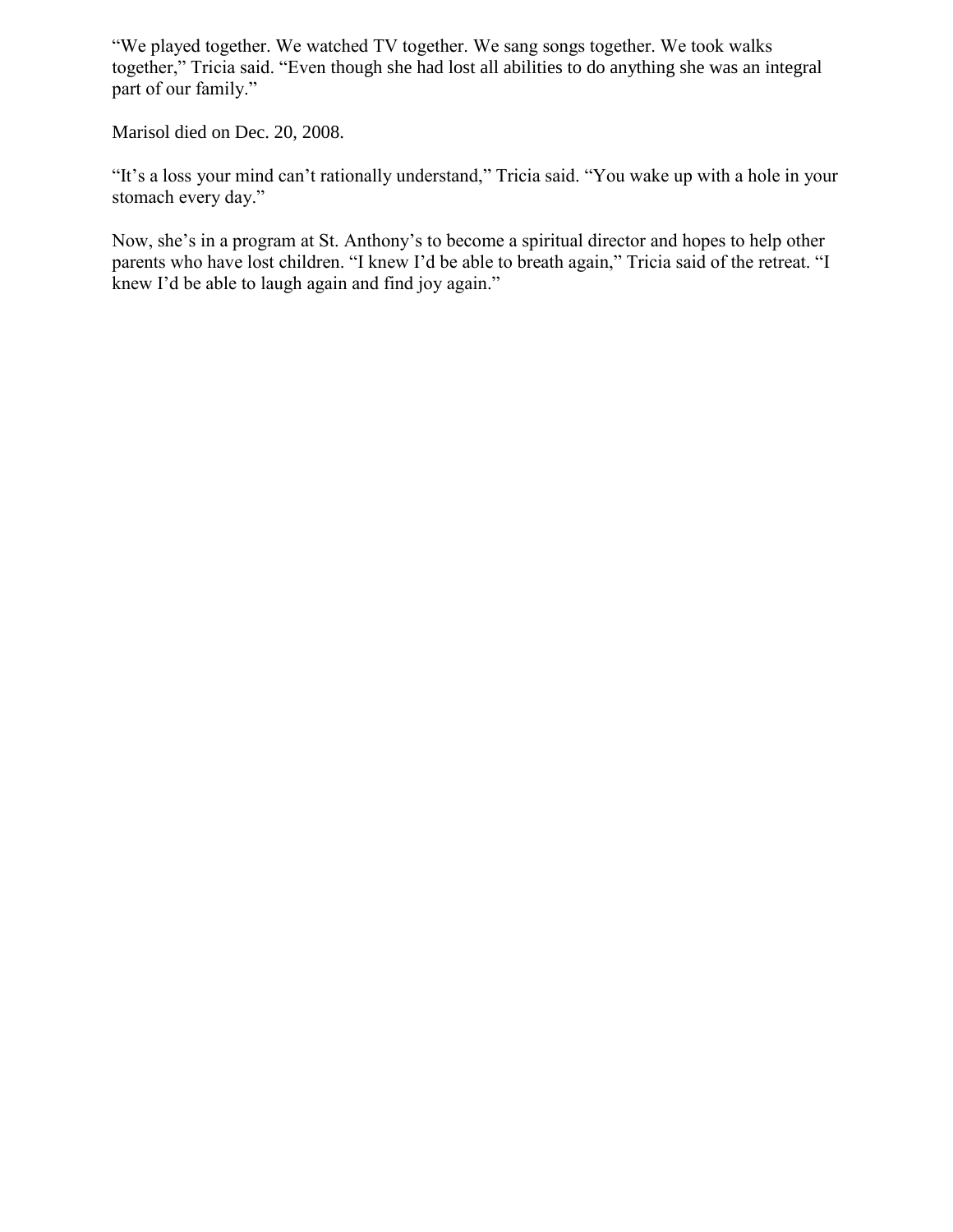"We played together. We watched TV together. We sang songs together. We took walks together," Tricia said. "Even though she had lost all abilities to do anything she was an integral part of our family."

Marisol died on Dec. 20, 2008.

"It's a loss your mind can't rationally understand," Tricia said. "You wake up with a hole in your stomach every day."

Now, she's in a program at St. Anthony's to become a spiritual director and hopes to help other parents who have lost children. "I knew I'd be able to breath again," Tricia said of the retreat. "I knew I'd be able to laugh again and find joy again."